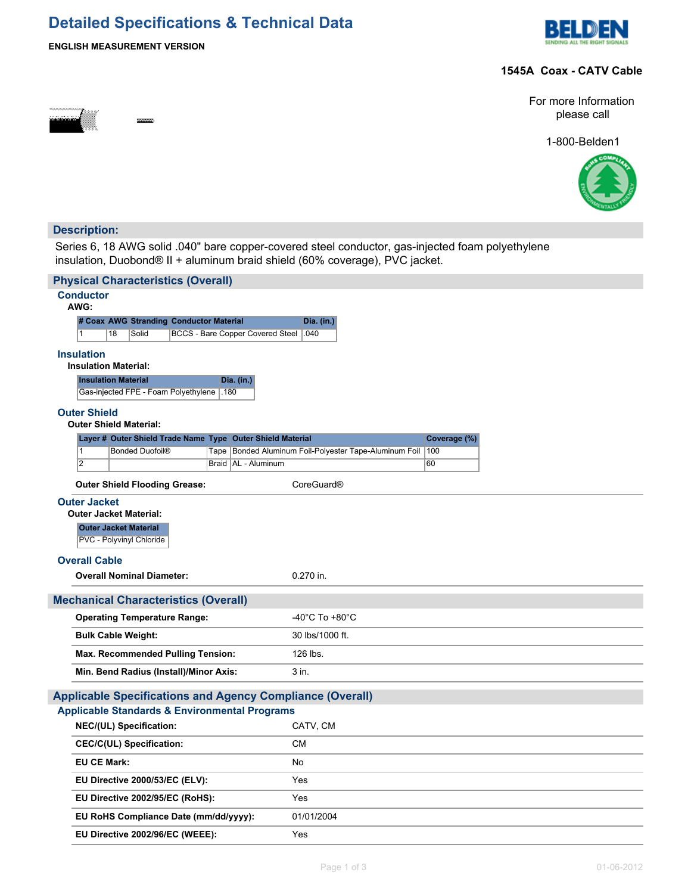# Detailed Specifications & Technical Data

**ENGLISH MEASUREMENT VERSION**

**1545A Coax - CATV Cable**

For more Information please call

1-800-Belden1

## Description:

Series 6, 18 AWG solid .040" bare copper-covered steel conductor, gas-injected foam polyethylene insulation, Duobond® II + aluminum braid shield (60% coverage), PVC jacket.

## Physical Characteristics (Overall)

### Conductor

**AWG:**

| # Coax | AWG | Stranding | Conductor Material | Dia. (in.) |
|---|---|---|---|---|
| 1 | 18 | Solid | BCCS - Bare Copper Covered Steel | .040 |

### Insulation

**Insulation Material:**

| Insulation Material | Dia. (in.) |
|---|---|
| Gas-injected FPE - Foam Polyethylene | .180 |

### Outer Shield

**Outer Shield Material:**

| Layer # | Outer Shield Trade Name | Type | Outer Shield Material | Coverage (%) |
|---|---|---|---|---|
| 1 | Bonded Duofoil® | Tape | Bonded Aluminum Foil-Polyester Tape-Aluminum Foil | 100 |
| 2 | | Braid | AL - Aluminum | 60 |

**Outer Shield Flooding Grease:** CoreGuard®

### Outer Jacket

**Outer Jacket Material:**

| Outer Jacket Material |
|---|
| PVC - Polyvinyl Chloride |

### Overall Cable

**Overall Nominal Diameter:** 0.270 in.

## Mechanical Characteristics (Overall)

**Operating Temperature Range:** -40°C To +80°C

**Bulk Cable Weight:** 30 lbs/1000 ft.

**Max. Recommended Pulling Tension:** 126 lbs.

**Min. Bend Radius (Install)/Minor Axis:** 3 in.

## Applicable Specifications and Agency Compliance (Overall)

### Applicable Standards & Environmental Programs

**NEC/(UL) Specification:** CATV, CM

**CEC/C(UL) Specification:** CM

**EU CE Mark:** No

**EU Directive 2000/53/EC (ELV):** Yes

**EU Directive 2002/95/EC (RoHS):** Yes

**EU RoHS Compliance Date (mm/dd/yyyy):** 01/01/2004

**EU Directive 2002/96/EC (WEEE):** Yes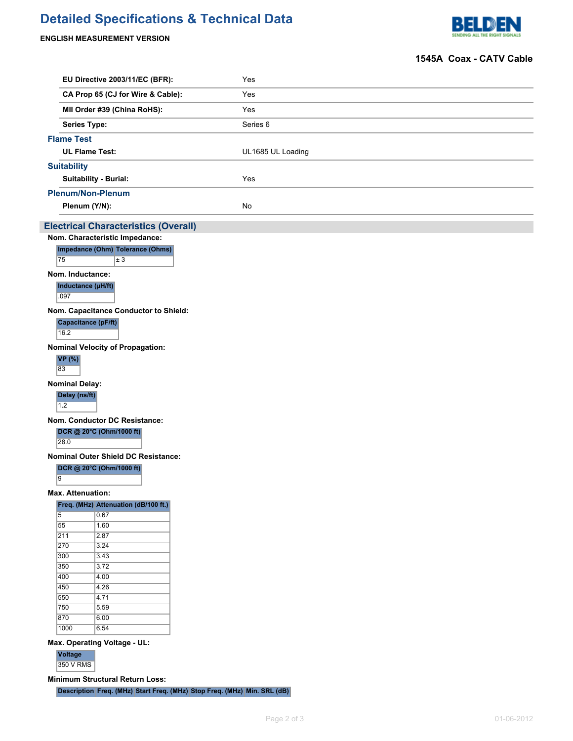# Detailed Specifications & Technical Data

**ENGLISH MEASUREMENT VERSION**

**1545A Coax - CATV Cable**

| | |
|---|---|
| **EU Directive 2003/11/EC (BFR):** | Yes |
| **CA Prop 65 (CJ for Wire & Cable):** | Yes |
| **MII Order #39 (China RoHS):** | Yes |
| **Series Type:** | Series 6 |

### Flame Test

| | |
|---|---|
| **UL Flame Test:** | UL1685 UL Loading |

### Suitability

| | |
|---|---|
| **Suitability - Burial:** | Yes |

### Plenum/Non-Plenum

| | |
|---|---|
| **Plenum (Y/N):** | No |

## Electrical Characteristics (Overall)

**Nom. Characteristic Impedance:**

| Impedance (Ohm) | Tolerance (Ohms) |
|---|---|
| 75 | ± 3 |

**Nom. Inductance:**

| Inductance (µH/ft) |
|---|
| .097 |

**Nom. Capacitance Conductor to Shield:**

| Capacitance (pF/ft) |
|---|
| 16.2 |

**Nominal Velocity of Propagation:**

| VP (%) |
|---|
| 83 |

**Nominal Delay:**

| Delay (ns/ft) |
|---|
| 1.2 |

**Nom. Conductor DC Resistance:**

| DCR @ 20°C (Ohm/1000 ft) |
|---|
| 28.0 |

**Nominal Outer Shield DC Resistance:**

| DCR @ 20°C (Ohm/1000 ft) |
|---|
| 9 |

**Max. Attenuation:**

| Freq. (MHz) | Attenuation (dB/100 ft.) |
|---|---|
| 5 | 0.67 |
| 55 | 1.60 |
| 211 | 2.87 |
| 270 | 3.24 |
| 300 | 3.43 |
| 350 | 3.72 |
| 400 | 4.00 |
| 450 | 4.26 |
| 550 | 4.71 |
| 750 | 5.59 |
| 870 | 6.00 |
| 1000 | 6.54 |

**Max. Operating Voltage - UL:**

| Voltage |
|---|
| 350 V RMS |

**Minimum Structural Return Loss:**

| Description | Freq. (MHz) | Start Freq. (MHz) | Stop Freq. (MHz) | Min. SRL (dB) |
|---|---|---|---|---|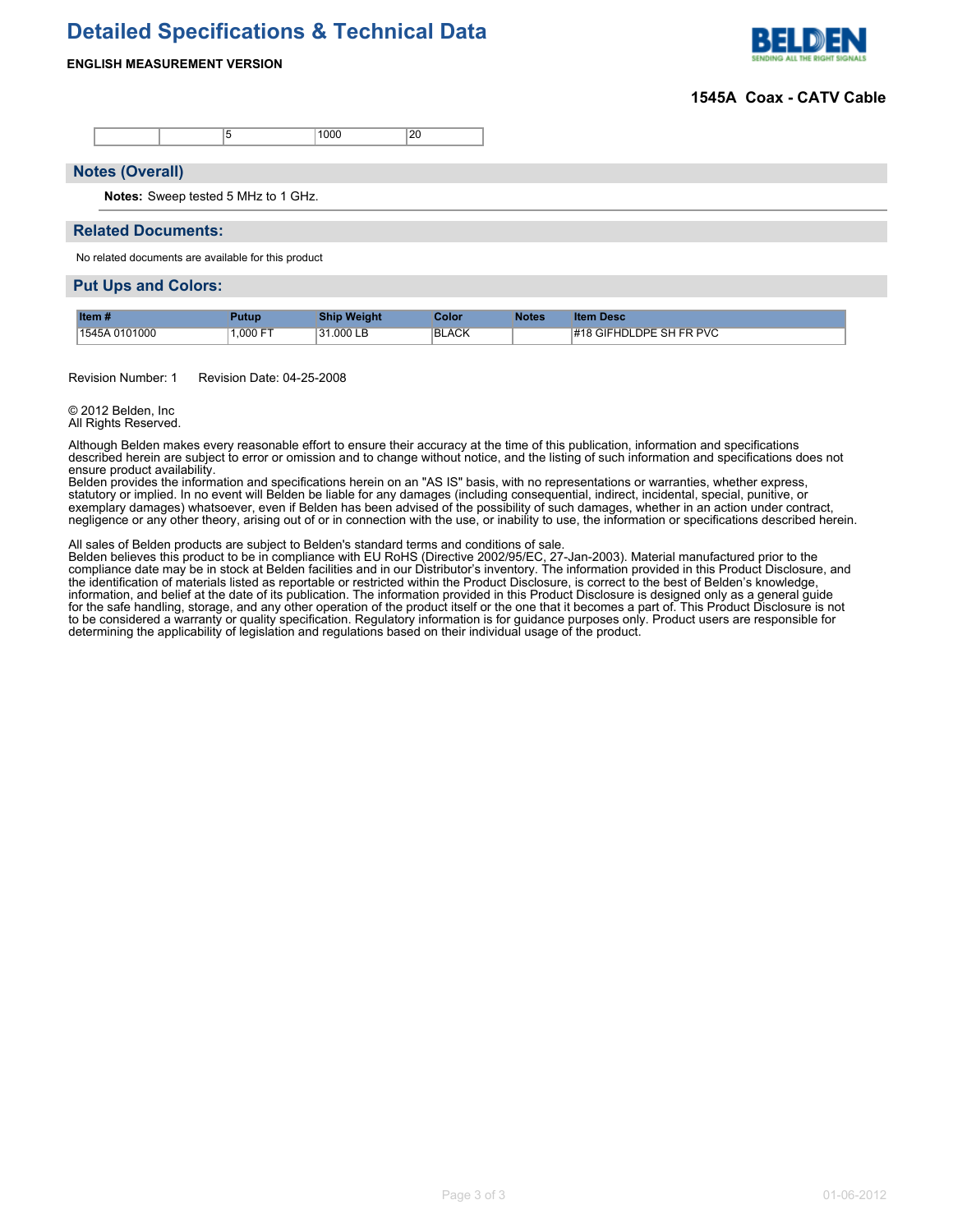# Detailed Specifications & Technical Data

**ENGLISH MEASUREMENT VERSION**

**1545A Coax - CATV Cable**

| | | | | |
|---|---|---|---|---|
| | | 5 | 1000 | 20 |

## Notes (Overall)

**Notes:** Sweep tested 5 MHz to 1 GHz.

## Related Documents:

No related documents are available for this product

## Put Ups and Colors:

| Item # | Putup | Ship Weight | Color | Notes | Item Desc |
|---|---|---|---|---|---|
| 1545A 0101000 | 1,000 FT | 31.000 LB | BLACK | | #18 GIFHDLDPE SH FR PVC |

Revision Number: 1 Revision Date: 04-25-2008

© 2012 Belden, Inc
All Rights Reserved.

Although Belden makes every reasonable effort to ensure their accuracy at the time of this publication, information and specifications described herein are subject to error or omission and to change without notice, and the listing of such information and specifications does not ensure product availability.
Belden provides the information and specifications herein on an "AS IS" basis, with no representations or warranties, whether express, statutory or implied. In no event will Belden be liable for any damages (including consequential, indirect, incidental, special, punitive, or exemplary damages) whatsoever, even if Belden has been advised of the possibility of such damages, whether in an action under contract, negligence or any other theory, arising out of or in connection with the use, or inability to use, the information or specifications described herein.

All sales of Belden products are subject to Belden's standard terms and conditions of sale.
Belden believes this product to be in compliance with EU RoHS (Directive 2002/95/EC, 27-Jan-2003). Material manufactured prior to the compliance date may be in stock at Belden facilities and in our Distributor's inventory. The information provided in this Product Disclosure, and the identification of materials listed as reportable or restricted within the Product Disclosure, is correct to the best of Belden's knowledge, information, and belief at the date of its publication. The information provided in this Product Disclosure is designed only as a general guide for the safe handling, storage, and any other operation of the product itself or the one that it becomes a part of. This Product Disclosure is not to be considered a warranty or quality specification. Regulatory information is for guidance purposes only. Product users are responsible for determining the applicability of legislation and regulations based on their individual usage of the product.